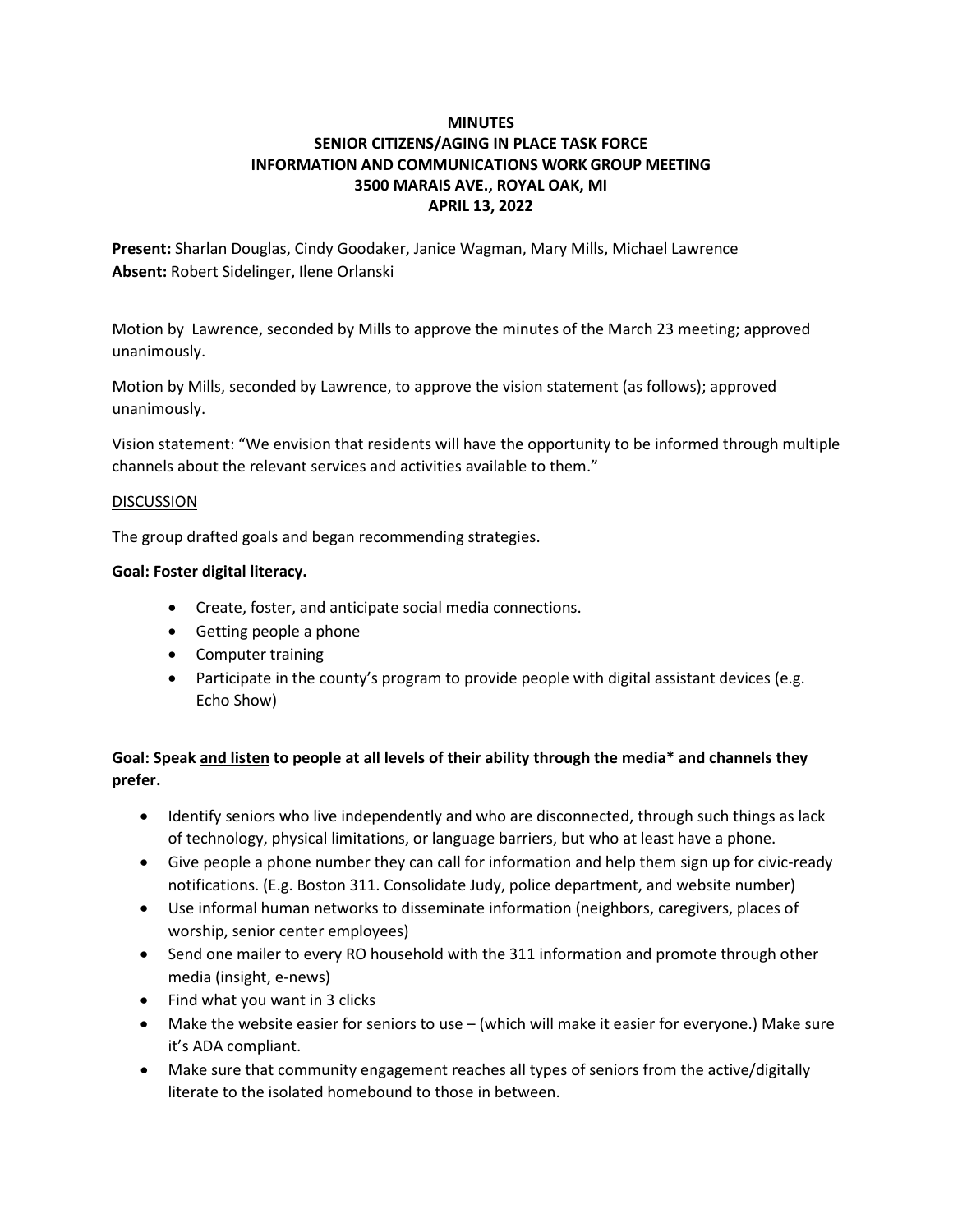# MINUTES
## SENIOR CITIZENS/AGING IN PLACE TASK FORCE
## INFORMATION AND COMMUNICATIONS WORK GROUP MEETING
## 3500 MARAIS AVE., ROYAL OAK, MI
## APRIL 13, 2022

**Present:** Sharlan Douglas, Cindy Goodaker, Janice Wagman, Mary Mills, Michael Lawrence
**Absent:** Robert Sidelinger, Ilene Orlanski

Motion by Lawrence, seconded by Mills to approve the minutes of the March 23 meeting; approved unanimously.

Motion by Mills, seconded by Lawrence, to approve the vision statement (as follows); approved unanimously.

Vision statement: "We envision that residents will have the opportunity to be informed through multiple channels about the relevant services and activities available to them."

<u>DISCUSSION</u>

The group drafted goals and began recommending strategies.

**Goal: Foster digital literacy.**

- Create, foster, and anticipate social media connections.
- Getting people a phone
- Computer training
- Participate in the county's program to provide people with digital assistant devices (e.g. Echo Show)

**Goal: Speak <u>and listen</u> to people at all levels of their ability through the media* and channels they prefer.**

- Identify seniors who live independently and who are disconnected, through such things as lack of technology, physical limitations, or language barriers, but who at least have a phone.
- Give people a phone number they can call for information and help them sign up for civic-ready notifications. (E.g. Boston 311. Consolidate Judy, police department, and website number)
- Use informal human networks to disseminate information (neighbors, caregivers, places of worship, senior center employees)
- Send one mailer to every RO household with the 311 information and promote through other media (insight, e-news)
- Find what you want in 3 clicks
- Make the website easier for seniors to use – (which will make it easier for everyone.) Make sure it's ADA compliant.
- Make sure that community engagement reaches all types of seniors from the active/digitally literate to the isolated homebound to those in between.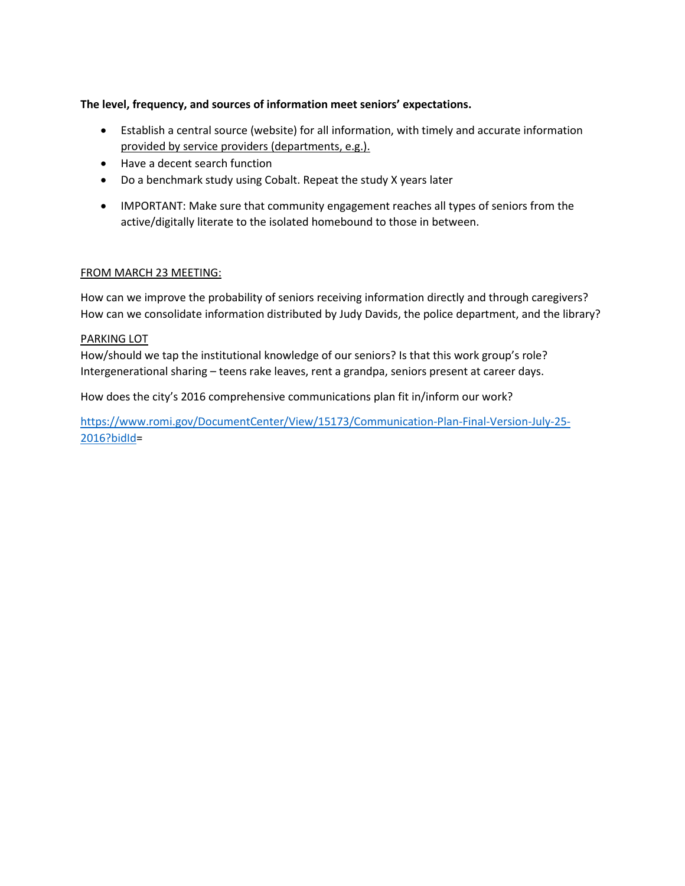**The level, frequency, and sources of information meet seniors' expectations.**

- Establish a central source (website) for all information, with timely and accurate information <u>provided by service providers (departments, e.g.).</u>
- Have a decent search function
- Do a benchmark study using Cobalt. Repeat the study X years later
- IMPORTANT: Make sure that community engagement reaches all types of seniors from the active/digitally literate to the isolated homebound to those in between.

<u>FROM MARCH 23 MEETING:</u>

How can we improve the probability of seniors receiving information directly and through caregivers? How can we consolidate information distributed by Judy Davids, the police department, and the library?

<u>PARKING LOT</u>

How/should we tap the institutional knowledge of our seniors? Is that this work group's role? Intergenerational sharing – teens rake leaves, rent a grandpa, seniors present at career days.

How does the city's 2016 comprehensive communications plan fit in/inform our work?

[https://www.romi.gov/DocumentCenter/View/15173/Communication-Plan-Final-Version-July-25-2016?bidId](https://www.romi.gov/DocumentCenter/View/15173/Communication-Plan-Final-Version-July-25-2016?bidId)=